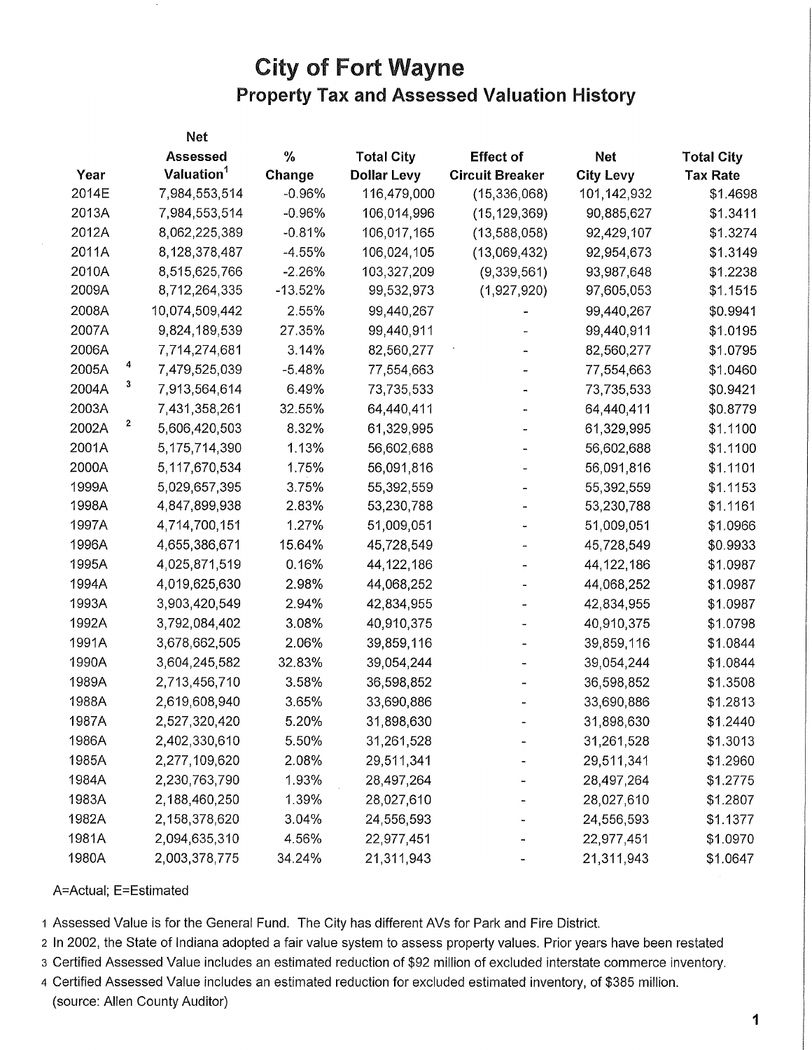# City of Fort Wayne

## Property Tax and Assessed Valuation History

| Year | Net Assessed Valuation[1] | % Change | Total City Dollar Levy | Effect of Circuit Breaker | Net City Levy | Total City Tax Rate |
|---|---|---|---|---|---|---|
| 2014E | 7,984,553,514 | -0.96% | 116,479,000 | (15,336,068) | 101,142,932 | $1.4698 |
| 2013A | 7,984,553,514 | -0.96% | 106,014,996 | (15,129,369) | 90,885,627 | $1.3411 |
| 2012A | 8,062,225,389 | -0.81% | 106,017,165 | (13,588,058) | 92,429,107 | $1.3274 |
| 2011A | 8,128,378,487 | -4.55% | 106,024,105 | (13,069,432) | 92,954,673 | $1.3149 |
| 2010A | 8,515,625,766 | -2.26% | 103,327,209 | (9,339,561) | 93,987,648 | $1.2238 |
| 2009A | 8,712,264,335 | -13.52% | 99,532,973 | (1,927,920) | 97,605,053 | $1.1515 |
| 2008A | 10,074,509,442 | 2.55% | 99,440,267 | - | 99,440,267 | $0.9941 |
| 2007A | 9,824,189,539 | 27.35% | 99,440,911 | - | 99,440,911 | $1.0195 |
| 2006A | 7,714,274,681 | 3.14% | 82,560,277 | - | 82,560,277 | $1.0795 |
| 2005A [4] | 7,479,525,039 | -5.48% | 77,554,663 | - | 77,554,663 | $1.0460 |
| 2004A [3] | 7,913,564,614 | 6.49% | 73,735,533 | - | 73,735,533 | $0.9421 |
| 2003A | 7,431,358,261 | 32.55% | 64,440,411 | - | 64,440,411 | $0.8779 |
| 2002A [2] | 5,606,420,503 | 8.32% | 61,329,995 | - | 61,329,995 | $1.1100 |
| 2001A | 5,175,714,390 | 1.13% | 56,602,688 | - | 56,602,688 | $1.1100 |
| 2000A | 5,117,670,534 | 1.75% | 56,091,816 | - | 56,091,816 | $1.1101 |
| 1999A | 5,029,657,395 | 3.75% | 55,392,559 | - | 55,392,559 | $1.1153 |
| 1998A | 4,847,899,938 | 2.83% | 53,230,788 | - | 53,230,788 | $1.1161 |
| 1997A | 4,714,700,151 | 1.27% | 51,009,051 | - | 51,009,051 | $1.0966 |
| 1996A | 4,655,386,671 | 15.64% | 45,728,549 | - | 45,728,549 | $0.9933 |
| 1995A | 4,025,871,519 | 0.16% | 44,122,186 | - | 44,122,186 | $1.0987 |
| 1994A | 4,019,625,630 | 2.98% | 44,068,252 | - | 44,068,252 | $1.0987 |
| 1993A | 3,903,420,549 | 2.94% | 42,834,955 | - | 42,834,955 | $1.0987 |
| 1992A | 3,792,084,402 | 3.08% | 40,910,375 | - | 40,910,375 | $1.0798 |
| 1991A | 3,678,662,505 | 2.06% | 39,859,116 | - | 39,859,116 | $1.0844 |
| 1990A | 3,604,245,582 | 32.83% | 39,054,244 | - | 39,054,244 | $1.0844 |
| 1989A | 2,713,456,710 | 3.58% | 36,598,852 | - | 36,598,852 | $1.3508 |
| 1988A | 2,619,608,940 | 3.65% | 33,690,886 | - | 33,690,886 | $1.2813 |
| 1987A | 2,527,320,420 | 5.20% | 31,898,630 | - | 31,898,630 | $1.2440 |
| 1986A | 2,402,330,610 | 5.50% | 31,261,528 | - | 31,261,528 | $1.3013 |
| 1985A | 2,277,109,620 | 2.08% | 29,511,341 | - | 29,511,341 | $1.2960 |
| 1984A | 2,230,763,790 | 1.93% | 28,497,264 | - | 28,497,264 | $1.2775 |
| 1983A | 2,188,460,250 | 1.39% | 28,027,610 | - | 28,027,610 | $1.2807 |
| 1982A | 2,158,378,620 | 3.04% | 24,556,593 | - | 24,556,593 | $1.1377 |
| 1981A | 2,094,635,310 | 4.56% | 22,977,451 | - | 22,977,451 | $1.0970 |
| 1980A | 2,003,378,775 | 34.24% | 21,311,943 | - | 21,311,943 | $1.0647 |

A=Actual; E=Estimated

1 Assessed Value is for the General Fund. The City has different AVs for Park and Fire District.

2 In 2002, the State of Indiana adopted a fair value system to assess property values. Prior years have been restated

3 Certified Assessed Value includes an estimated reduction of $92 million of excluded interstate commerce inventory.

4 Certified Assessed Value includes an estimated reduction for excluded estimated inventory, of $385 million.

(source: Allen County Auditor)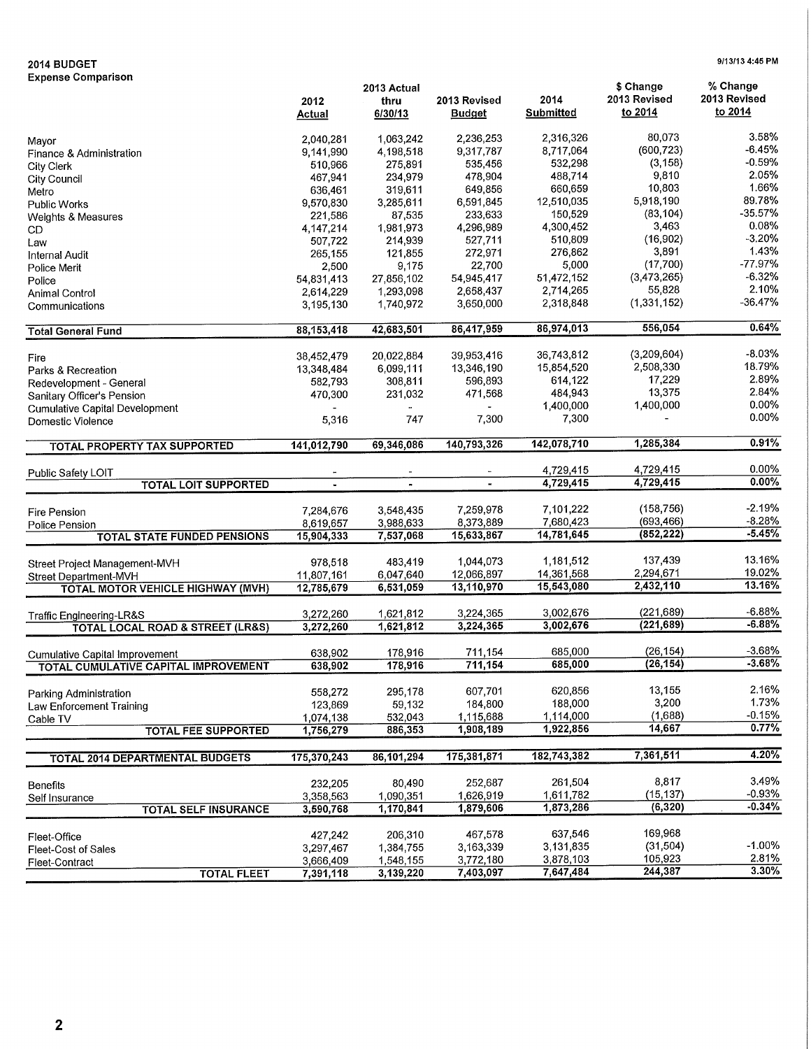**2014 BUDGET**
**Expense Comparison**

9/13/13 4:45 PM

| | 2012 Actual | 2013 Actual thru 6/30/13 | 2013 Revised Budget | 2014 Submitted | $ Change 2013 Revised to 2014 | % Change 2013 Revised to 2014 |
|---|---|---|---|---|---|---|
| Mayor | 2,040,281 | 1,063,242 | 2,236,253 | 2,316,326 | 80,073 | 3.58% |
| Finance & Administration | 9,141,990 | 4,198,518 | 9,317,787 | 8,717,064 | (600,723) | -6.45% |
| City Clerk | 510,966 | 275,891 | 535,456 | 532,298 | (3,158) | -0.59% |
| City Council | 467,941 | 234,979 | 478,904 | 488,714 | 9,810 | 2.05% |
| Metro | 636,461 | 319,611 | 649,856 | 660,659 | 10,803 | 1.66% |
| Public Works | 9,570,830 | 3,285,611 | 6,591,845 | 12,510,035 | 5,918,190 | 89.78% |
| Weights & Measures | 221,586 | 87,535 | 233,633 | 150,529 | (83,104) | -35.57% |
| CD | 4,147,214 | 1,981,973 | 4,296,989 | 4,300,452 | 3,463 | 0.08% |
| Law | 507,722 | 214,939 | 527,711 | 510,809 | (16,902) | -3.20% |
| Internal Audit | 265,155 | 121,855 | 272,971 | 276,862 | 3,891 | 1.43% |
| Police Merit | 2,500 | 9,175 | 22,700 | 5,000 | (17,700) | -77.97% |
| Police | 54,831,413 | 27,856,102 | 54,945,417 | 51,472,152 | (3,473,265) | -6.32% |
| Animal Control | 2,614,229 | 1,293,098 | 2,658,437 | 2,714,265 | 55,828 | 2.10% |
| Communications | 3,195,130 | 1,740,972 | 3,650,000 | 2,318,848 | (1,331,152) | -36.47% |
| **Total General Fund** | **88,153,418** | **42,683,501** | **86,417,959** | **86,974,013** | **556,054** | **0.64%** |
| Fire | 38,452,479 | 20,022,884 | 39,953,416 | 36,743,812 | (3,209,604) | -8.03% |
| Parks & Recreation | 13,348,484 | 6,099,111 | 13,346,190 | 15,854,520 | 2,508,330 | 18.79% |
| Redevelopment - General | 582,793 | 308,811 | 596,893 | 614,122 | 17,229 | 2.89% |
| Sanitary Officer's Pension | 470,300 | 231,032 | 471,568 | 484,943 | 13,375 | 2.84% |
| Cumulative Capital Development | - | - | - | 1,400,000 | 1,400,000 | 0.00% |
| Domestic Violence | 5,316 | 747 | 7,300 | 7,300 | - | 0.00% |
| **TOTAL PROPERTY TAX SUPPORTED** | **141,012,790** | **69,346,086** | **140,793,326** | **142,078,710** | **1,285,384** | **0.91%** |
| Public Safety LOIT | - | - | - | 4,729,415 | 4,729,415 | 0.00% |
| **TOTAL LOIT SUPPORTED** | **-** | **-** | **-** | **4,729,415** | **4,729,415** | **0.00%** |
| Fire Pension | 7,284,676 | 3,548,435 | 7,259,978 | 7,101,222 | (158,756) | -2.19% |
| Police Pension | 8,619,657 | 3,988,633 | 8,373,889 | 7,680,423 | (693,466) | -8.28% |
| **TOTAL STATE FUNDED PENSIONS** | **15,904,333** | **7,537,068** | **15,633,867** | **14,781,645** | **(852,222)** | **-5.45%** |
| Street Project Management-MVH | 978,518 | 483,419 | 1,044,073 | 1,181,512 | 137,439 | 13.16% |
| Street Department-MVH | 11,807,161 | 6,047,640 | 12,066,897 | 14,361,568 | 2,294,671 | 19.02% |
| **TOTAL MOTOR VEHICLE HIGHWAY (MVH)** | **12,785,679** | **6,531,059** | **13,110,970** | **15,543,080** | **2,432,110** | **13.16%** |
| Traffic Engineering-LR&S | 3,272,260 | 1,621,812 | 3,224,365 | 3,002,676 | (221,689) | -6.88% |
| **TOTAL LOCAL ROAD & STREET (LR&S)** | **3,272,260** | **1,621,812** | **3,224,365** | **3,002,676** | **(221,689)** | **-6.88%** |
| Cumulative Capital Improvement | 638,902 | 178,916 | 711,154 | 685,000 | (26,154) | -3.68% |
| **TOTAL CUMULATIVE CAPITAL IMPROVEMENT** | **638,902** | **178,916** | **711,154** | **685,000** | **(26,154)** | **-3.68%** |
| Parking Administration | 558,272 | 295,178 | 607,701 | 620,856 | 13,155 | 2.16% |
| Law Enforcement Training | 123,869 | 59,132 | 184,800 | 188,000 | 3,200 | 1.73% |
| Cable TV | 1,074,138 | 532,043 | 1,115,688 | 1,114,000 | (1,688) | -0.15% |
| **TOTAL FEE SUPPORTED** | **1,756,279** | **886,353** | **1,908,189** | **1,922,856** | **14,667** | **0.77%** |
| **TOTAL 2014 DEPARTMENTAL BUDGETS** | **175,370,243** | **86,101,294** | **175,381,871** | **182,743,382** | **7,361,511** | **4.20%** |
| Benefits | 232,205 | 80,490 | 252,687 | 261,504 | 8,817 | 3.49% |
| Self Insurance | 3,358,563 | 1,090,351 | 1,626,919 | 1,611,782 | (15,137) | -0.93% |
| **TOTAL SELF INSURANCE** | **3,590,768** | **1,170,841** | **1,879,606** | **1,873,286** | **(6,320)** | **-0.34%** |
| Fleet-Office | 427,242 | 206,310 | 467,578 | 637,546 | 169,968 | |
| Fleet-Cost of Sales | 3,297,467 | 1,384,755 | 3,163,339 | 3,131,835 | (31,504) | -1.00% |
| Fleet-Contract | 3,666,409 | 1,548,155 | 3,772,180 | 3,878,103 | 105,923 | 2.81% |
| **TOTAL FLEET** | **7,391,118** | **3,139,220** | **7,403,097** | **7,647,484** | **244,387** | **3.30%** |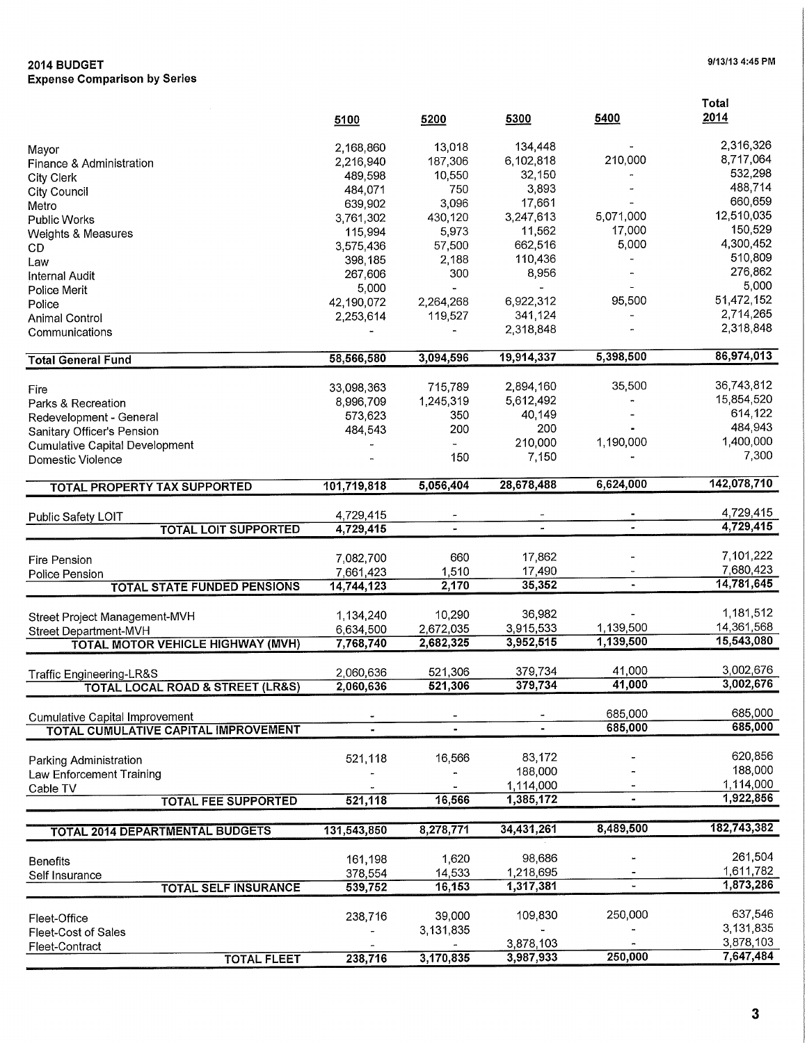**2014 BUDGET**
**Expense Comparison by Series**

9/13/13 4:45 PM

| | 5100 | 5200 | 5300 | 5400 | Total 2014 |
|---|---|---|---|---|---|
| Mayor | 2,168,860 | 13,018 | 134,448 | - | 2,316,326 |
| Finance & Administration | 2,216,940 | 187,306 | 6,102,818 | 210,000 | 8,717,064 |
| City Clerk | 489,598 | 10,550 | 32,150 | - | 532,298 |
| City Council | 484,071 | 750 | 3,893 | - | 488,714 |
| Metro | 639,902 | 3,096 | 17,661 | - | 660,659 |
| Public Works | 3,761,302 | 430,120 | 3,247,613 | 5,071,000 | 12,510,035 |
| Weights & Measures | 115,994 | 5,973 | 11,562 | 17,000 | 150,529 |
| CD | 3,575,436 | 57,500 | 662,516 | 5,000 | 4,300,452 |
| Law | 398,185 | 2,188 | 110,436 | - | 510,809 |
| Internal Audit | 267,606 | 300 | 8,956 | - | 276,862 |
| Police Merit | 5,000 | - | - | - | 5,000 |
| Police | 42,190,072 | 2,264,268 | 6,922,312 | 95,500 | 51,472,152 |
| Animal Control | 2,253,614 | 119,527 | 341,124 | - | 2,714,265 |
| Communications | - | - | 2,318,848 | - | 2,318,848 |
| **Total General Fund** | **58,566,580** | **3,094,596** | **19,914,337** | **5,398,500** | **86,974,013** |
| Fire | 33,098,363 | 715,789 | 2,894,160 | 35,500 | 36,743,812 |
| Parks & Recreation | 8,996,709 | 1,245,319 | 5,612,492 | - | 15,854,520 |
| Redevelopment - General | 573,623 | 350 | 40,149 | - | 614,122 |
| Sanitary Officer's Pension | 484,543 | 200 | 200 | - | 484,943 |
| Cumulative Capital Development | - | - | 210,000 | 1,190,000 | 1,400,000 |
| Domestic Violence | - | 150 | 7,150 | - | 7,300 |
| **TOTAL PROPERTY TAX SUPPORTED** | **101,719,818** | **5,056,404** | **28,678,488** | **6,624,000** | **142,078,710** |
| Public Safety LOIT | 4,729,415 | - | - | - | 4,729,415 |
| **TOTAL LOIT SUPPORTED** | **4,729,415** | **-** | **-** | **-** | **4,729,415** |
| Fire Pension | 7,082,700 | 660 | 17,862 | - | 7,101,222 |
| Police Pension | 7,661,423 | 1,510 | 17,490 | - | 7,680,423 |
| **TOTAL STATE FUNDED PENSIONS** | **14,744,123** | **2,170** | **35,352** | **-** | **14,781,645** |
| Street Project Management-MVH | 1,134,240 | 10,290 | 36,982 | - | 1,181,512 |
| Street Department-MVH | 6,634,500 | 2,672,035 | 3,915,533 | 1,139,500 | 14,361,568 |
| **TOTAL MOTOR VEHICLE HIGHWAY (MVH)** | **7,768,740** | **2,682,325** | **3,952,515** | **1,139,500** | **15,543,080** |
| Traffic Engineering-LR&S | 2,060,636 | 521,306 | 379,734 | 41,000 | 3,002,676 |
| **TOTAL LOCAL ROAD & STREET (LR&S)** | **2,060,636** | **521,306** | **379,734** | **41,000** | **3,002,676** |
| Cumulative Capital Improvement | - | - | - | 685,000 | 685,000 |
| **TOTAL CUMULATIVE CAPITAL IMPROVEMENT** | **-** | **-** | **-** | **685,000** | **685,000** |
| Parking Administration | 521,118 | 16,566 | 83,172 | - | 620,856 |
| Law Enforcement Training | - | - | 188,000 | - | 188,000 |
| Cable TV | - | - | 1,114,000 | - | 1,114,000 |
| **TOTAL FEE SUPPORTED** | **521,118** | **16,566** | **1,385,172** | **-** | **1,922,856** |
| **TOTAL 2014 DEPARTMENTAL BUDGETS** | **131,543,850** | **8,278,771** | **34,431,261** | **8,489,500** | **182,743,382** |
| Benefits | 161,198 | 1,620 | 98,686 | - | 261,504 |
| Self Insurance | 378,554 | 14,533 | 1,218,695 | - | 1,611,782 |
| **TOTAL SELF INSURANCE** | **539,752** | **16,153** | **1,317,381** | **-** | **1,873,286** |
| Fleet-Office | 238,716 | 39,000 | 109,830 | 250,000 | 637,546 |
| Fleet-Cost of Sales | - | 3,131,835 | - | - | 3,131,835 |
| Fleet-Contract | - | - | 3,878,103 | - | 3,878,103 |
| **TOTAL FLEET** | **238,716** | **3,170,835** | **3,987,933** | **250,000** | **7,647,484** |